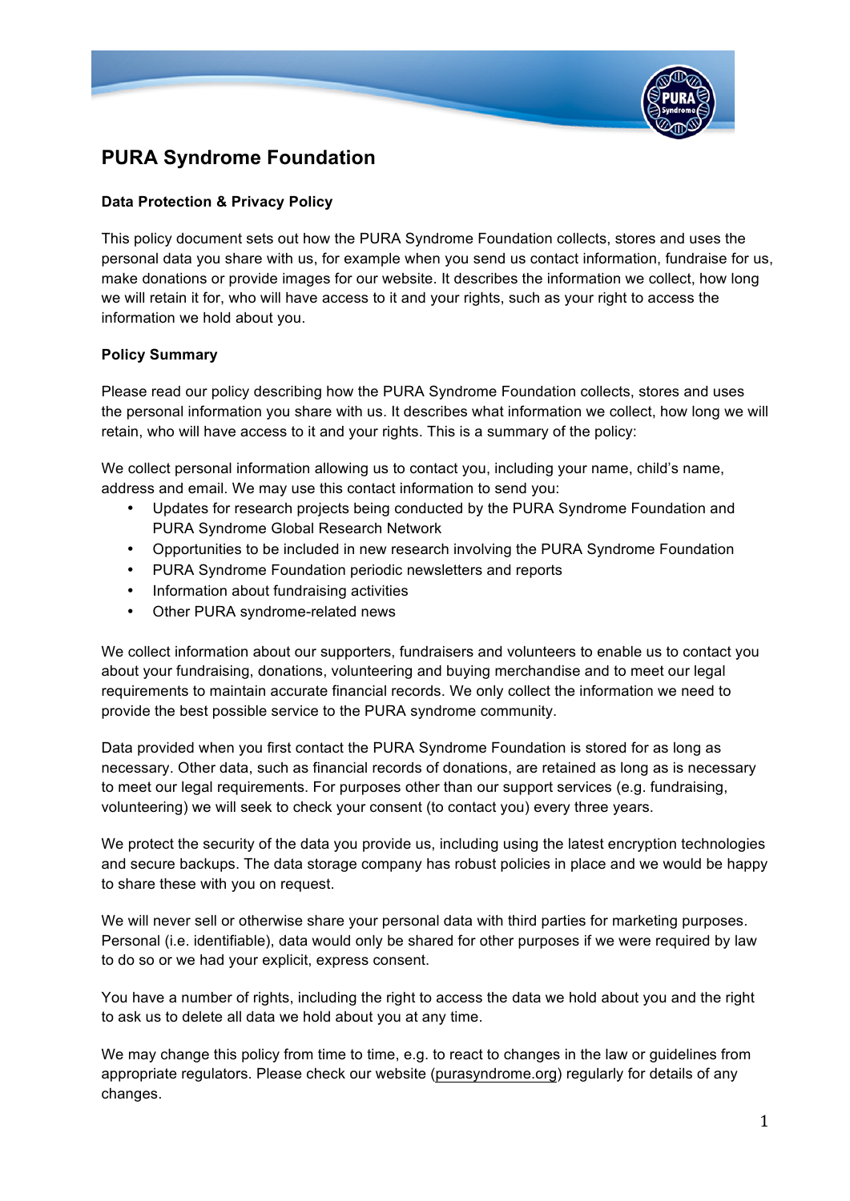# PURA Syndrome Foundation

**Data Protection & Privacy Policy**

This policy document sets out how the PURA Syndrome Foundation collects, stores and uses the personal data you share with us, for example when you send us contact information, fundraise for us, make donations or provide images for our website. It describes the information we collect, how long we will retain it for, who will have access to it and your rights, such as your right to access the information we hold about you.

**Policy Summary**

Please read our policy describing how the PURA Syndrome Foundation collects, stores and uses the personal information you share with us. It describes what information we collect, how long we will retain, who will have access to it and your rights. This is a summary of the policy:

We collect personal information allowing us to contact you, including your name, child's name, address and email. We may use this contact information to send you:

- Updates for research projects being conducted by the PURA Syndrome Foundation and PURA Syndrome Global Research Network
- Opportunities to be included in new research involving the PURA Syndrome Foundation
- PURA Syndrome Foundation periodic newsletters and reports
- Information about fundraising activities
- Other PURA syndrome-related news

We collect information about our supporters, fundraisers and volunteers to enable us to contact you about your fundraising, donations, volunteering and buying merchandise and to meet our legal requirements to maintain accurate financial records. We only collect the information we need to provide the best possible service to the PURA syndrome community.

Data provided when you first contact the PURA Syndrome Foundation is stored for as long as necessary. Other data, such as financial records of donations, are retained as long as is necessary to meet our legal requirements. For purposes other than our support services (e.g. fundraising, volunteering) we will seek to check your consent (to contact you) every three years.

We protect the security of the data you provide us, including using the latest encryption technologies and secure backups. The data storage company has robust policies in place and we would be happy to share these with you on request.

We will never sell or otherwise share your personal data with third parties for marketing purposes. Personal (i.e. identifiable), data would only be shared for other purposes if we were required by law to do so or we had your explicit, express consent.

You have a number of rights, including the right to access the data we hold about you and the right to ask us to delete all data we hold about you at any time.

We may change this policy from time to time, e.g. to react to changes in the law or guidelines from appropriate regulators. Please check our website (purasyndrome.org) regularly for details of any changes.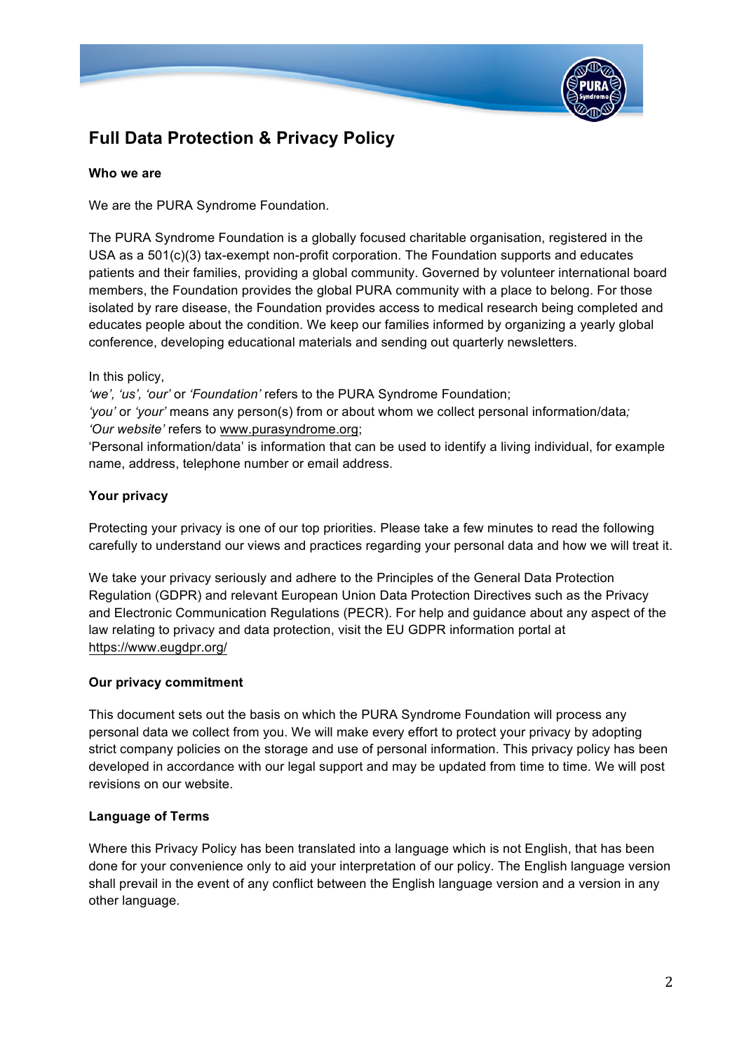## Full Data Protection & Privacy Policy

**Who we are**

We are the PURA Syndrome Foundation.

The PURA Syndrome Foundation is a globally focused charitable organisation, registered in the USA as a 501(c)(3) tax-exempt non-profit corporation. The Foundation supports and educates patients and their families, providing a global community. Governed by volunteer international board members, the Foundation provides the global PURA community with a place to belong. For those isolated by rare disease, the Foundation provides access to medical research being completed and educates people about the condition. We keep our families informed by organizing a yearly global conference, developing educational materials and sending out quarterly newsletters.

In this policy,
*'we', 'us', 'our'* or *'Foundation'* refers to the PURA Syndrome Foundation;
*'you'* or *'your'* means any person(s) from or about whom we collect personal information/data*;*
*'Our website'* refers to www.purasyndrome.org;
'Personal information/data' is information that can be used to identify a living individual, for example name, address, telephone number or email address.

**Your privacy**

Protecting your privacy is one of our top priorities. Please take a few minutes to read the following carefully to understand our views and practices regarding your personal data and how we will treat it.

We take your privacy seriously and adhere to the Principles of the General Data Protection Regulation (GDPR) and relevant European Union Data Protection Directives such as the Privacy and Electronic Communication Regulations (PECR). For help and guidance about any aspect of the law relating to privacy and data protection, visit the EU GDPR information portal at https://www.eugdpr.org/

**Our privacy commitment**

This document sets out the basis on which the PURA Syndrome Foundation will process any personal data we collect from you. We will make every effort to protect your privacy by adopting strict company policies on the storage and use of personal information. This privacy policy has been developed in accordance with our legal support and may be updated from time to time. We will post revisions on our website.

**Language of Terms**

Where this Privacy Policy has been translated into a language which is not English, that has been done for your convenience only to aid your interpretation of our policy. The English language version shall prevail in the event of any conflict between the English language version and a version in any other language.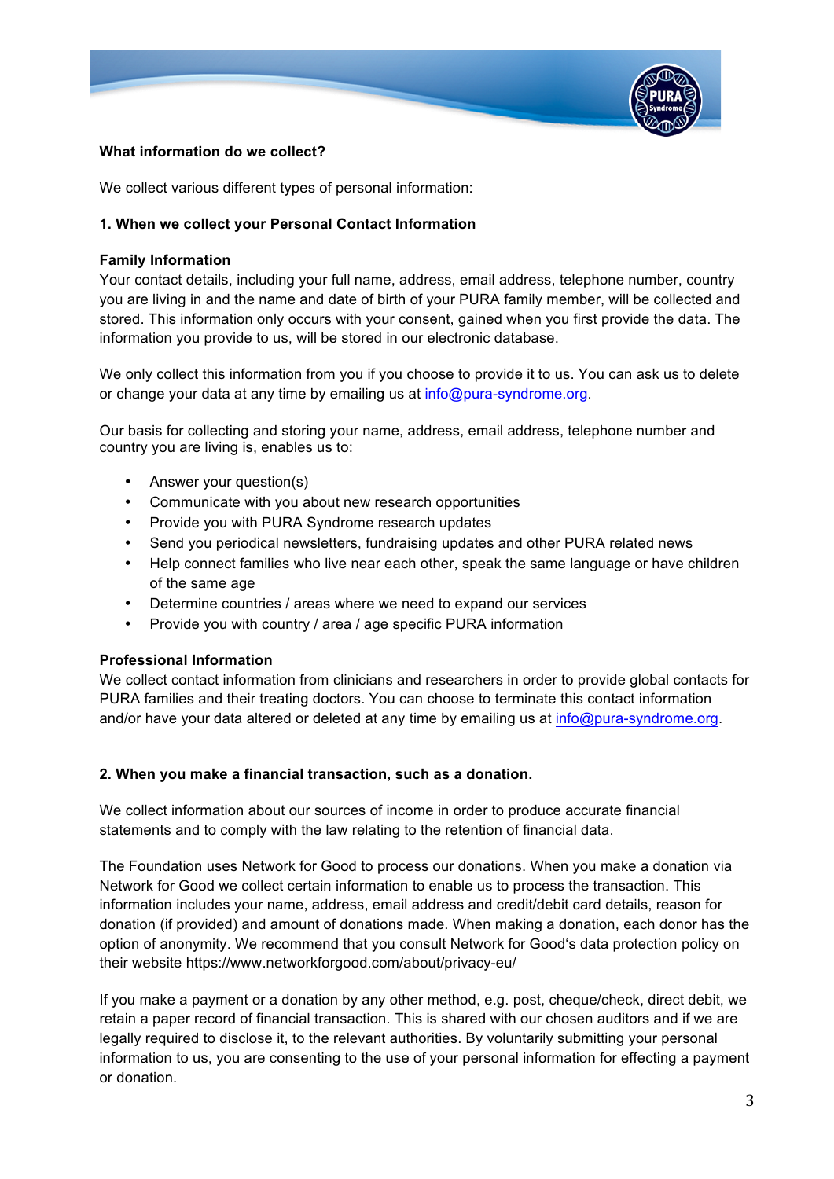**What information do we collect?**

We collect various different types of personal information:

**1. When we collect your Personal Contact Information**

**Family Information**

Your contact details, including your full name, address, email address, telephone number, country you are living in and the name and date of birth of your PURA family member, will be collected and stored. This information only occurs with your consent, gained when you first provide the data. The information you provide to us, will be stored in our electronic database.

We only collect this information from you if you choose to provide it to us. You can ask us to delete or change your data at any time by emailing us at info@pura-syndrome.org.

Our basis for collecting and storing your name, address, email address, telephone number and country you are living is, enables us to:

- Answer your question(s)
- Communicate with you about new research opportunities
- Provide you with PURA Syndrome research updates
- Send you periodical newsletters, fundraising updates and other PURA related news
- Help connect families who live near each other, speak the same language or have children of the same age
- Determine countries / areas where we need to expand our services
- Provide you with country / area / age specific PURA information

**Professional Information**

We collect contact information from clinicians and researchers in order to provide global contacts for PURA families and their treating doctors. You can choose to terminate this contact information and/or have your data altered or deleted at any time by emailing us at info@pura-syndrome.org.

**2. When you make a financial transaction, such as a donation.**

We collect information about our sources of income in order to produce accurate financial statements and to comply with the law relating to the retention of financial data.

The Foundation uses Network for Good to process our donations. When you make a donation via Network for Good we collect certain information to enable us to process the transaction. This information includes your name, address, email address and credit/debit card details, reason for donation (if provided) and amount of donations made. When making a donation, each donor has the option of anonymity. We recommend that you consult Network for Good's data protection policy on their website https://www.networkforgood.com/about/privacy-eu/

If you make a payment or a donation by any other method, e.g. post, cheque/check, direct debit, we retain a paper record of financial transaction. This is shared with our chosen auditors and if we are legally required to disclose it, to the relevant authorities. By voluntarily submitting your personal information to us, you are consenting to the use of your personal information for effecting a payment or donation.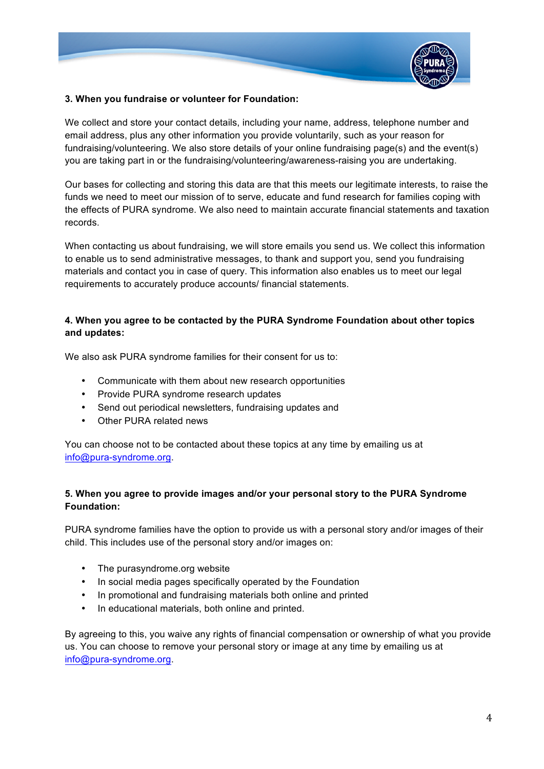### 3. When you fundraise or volunteer for Foundation:

We collect and store your contact details, including your name, address, telephone number and email address, plus any other information you provide voluntarily, such as your reason for fundraising/volunteering. We also store details of your online fundraising page(s) and the event(s) you are taking part in or the fundraising/volunteering/awareness-raising you are undertaking.

Our bases for collecting and storing this data are that this meets our legitimate interests, to raise the funds we need to meet our mission of to serve, educate and fund research for families coping with the effects of PURA syndrome. We also need to maintain accurate financial statements and taxation records.

When contacting us about fundraising, we will store emails you send us. We collect this information to enable us to send administrative messages, to thank and support you, send you fundraising materials and contact you in case of query. This information also enables us to meet our legal requirements to accurately produce accounts/ financial statements.

### 4. When you agree to be contacted by the PURA Syndrome Foundation about other topics and updates:

We also ask PURA syndrome families for their consent for us to:

- Communicate with them about new research opportunities
- Provide PURA syndrome research updates
- Send out periodical newsletters, fundraising updates and
- Other PURA related news

You can choose not to be contacted about these topics at any time by emailing us at info@pura-syndrome.org.

### 5. When you agree to provide images and/or your personal story to the PURA Syndrome Foundation:

PURA syndrome families have the option to provide us with a personal story and/or images of their child. This includes use of the personal story and/or images on:

- The purasyndrome.org website
- In social media pages specifically operated by the Foundation
- In promotional and fundraising materials both online and printed
- In educational materials, both online and printed.

By agreeing to this, you waive any rights of financial compensation or ownership of what you provide us. You can choose to remove your personal story or image at any time by emailing us at info@pura-syndrome.org.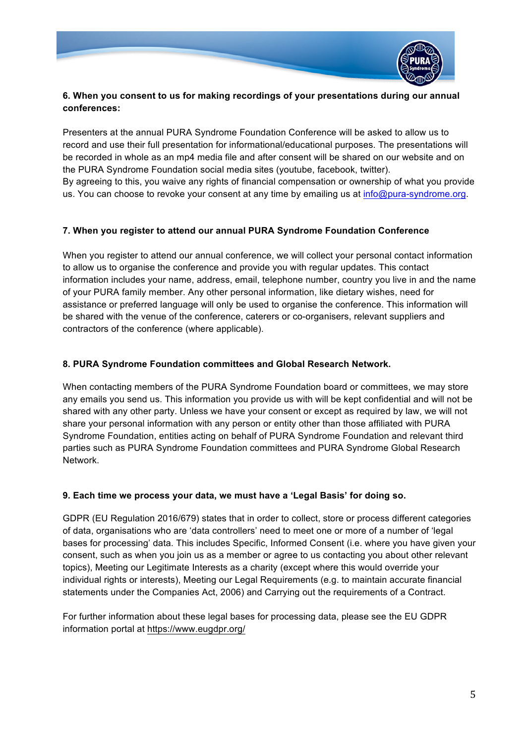**6. When you consent to us for making recordings of your presentations during our annual conferences:**

Presenters at the annual PURA Syndrome Foundation Conference will be asked to allow us to record and use their full presentation for informational/educational purposes. The presentations will be recorded in whole as an mp4 media file and after consent will be shared on our website and on the PURA Syndrome Foundation social media sites (youtube, facebook, twitter).
By agreeing to this, you waive any rights of financial compensation or ownership of what you provide us. You can choose to revoke your consent at any time by emailing us at info@pura-syndrome.org.

**7. When you register to attend our annual PURA Syndrome Foundation Conference**

When you register to attend our annual conference, we will collect your personal contact information to allow us to organise the conference and provide you with regular updates. This contact information includes your name, address, email, telephone number, country you live in and the name of your PURA family member. Any other personal information, like dietary wishes, need for assistance or preferred language will only be used to organise the conference. This information will be shared with the venue of the conference, caterers or co-organisers, relevant suppliers and contractors of the conference (where applicable).

**8. PURA Syndrome Foundation committees and Global Research Network.**

When contacting members of the PURA Syndrome Foundation board or committees, we may store any emails you send us. This information you provide us with will be kept confidential and will not be shared with any other party. Unless we have your consent or except as required by law, we will not share your personal information with any person or entity other than those affiliated with PURA Syndrome Foundation, entities acting on behalf of PURA Syndrome Foundation and relevant third parties such as PURA Syndrome Foundation committees and PURA Syndrome Global Research Network.

**9. Each time we process your data, we must have a 'Legal Basis' for doing so.**

GDPR (EU Regulation 2016/679) states that in order to collect, store or process different categories of data, organisations who are 'data controllers' need to meet one or more of a number of 'legal bases for processing' data. This includes Specific, Informed Consent (i.e. where you have given your consent, such as when you join us as a member or agree to us contacting you about other relevant topics), Meeting our Legitimate Interests as a charity (except where this would override your individual rights or interests), Meeting our Legal Requirements (e.g. to maintain accurate financial statements under the Companies Act, 2006) and Carrying out the requirements of a Contract.

For further information about these legal bases for processing data, please see the EU GDPR information portal at https://www.eugdpr.org/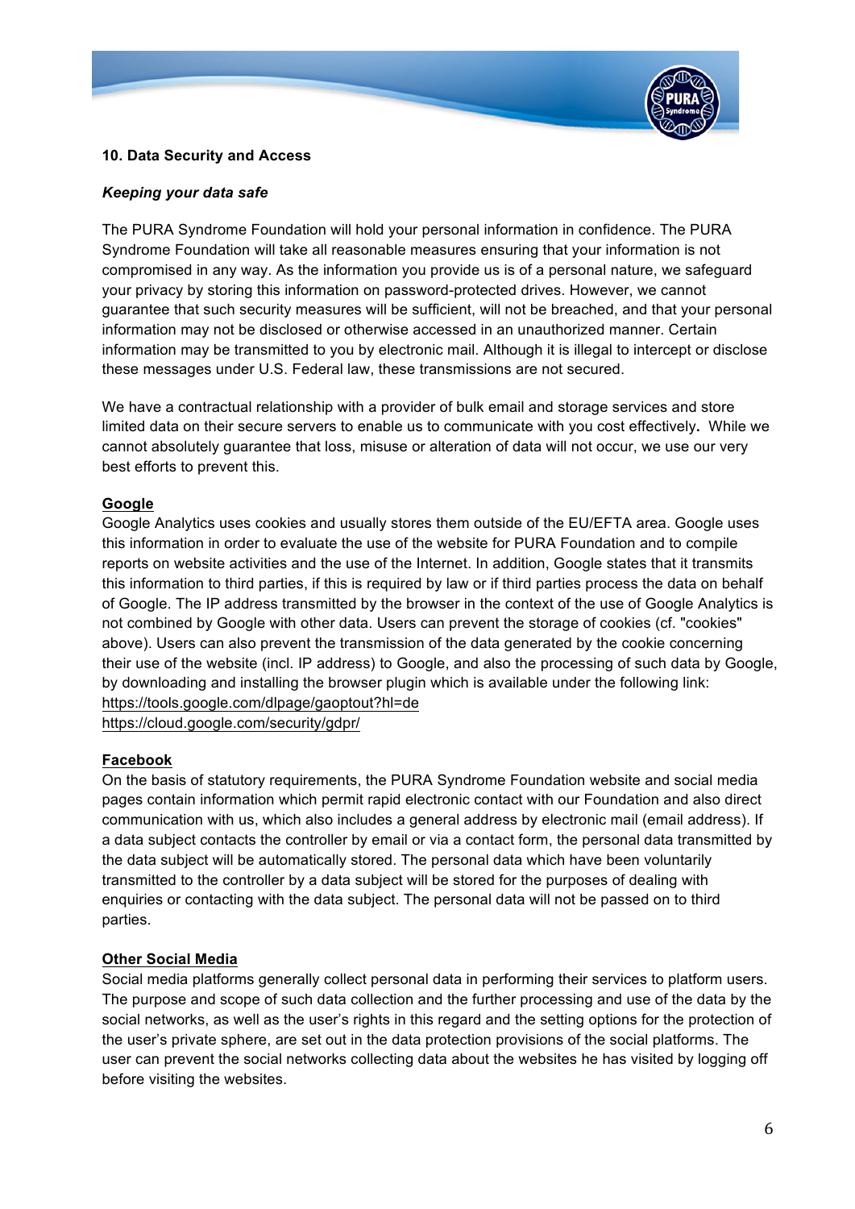### 10. Data Security and Access

***Keeping your data safe***

The PURA Syndrome Foundation will hold your personal information in confidence. The PURA Syndrome Foundation will take all reasonable measures ensuring that your information is not compromised in any way. As the information you provide us is of a personal nature, we safeguard your privacy by storing this information on password-protected drives. However, we cannot guarantee that such security measures will be sufficient, will not be breached, and that your personal information may not be disclosed or otherwise accessed in an unauthorized manner. Certain information may be transmitted to you by electronic mail. Although it is illegal to intercept or disclose these messages under U.S. Federal law, these transmissions are not secured.

We have a contractual relationship with a provider of bulk email and storage services and store limited data on their secure servers to enable us to communicate with you cost effectively**.** While we cannot absolutely guarantee that loss, misuse or alteration of data will not occur, we use our very best efforts to prevent this.

**Google**

Google Analytics uses cookies and usually stores them outside of the EU/EFTA area. Google uses this information in order to evaluate the use of the website for PURA Foundation and to compile reports on website activities and the use of the Internet. In addition, Google states that it transmits this information to third parties, if this is required by law or if third parties process the data on behalf of Google. The IP address transmitted by the browser in the context of the use of Google Analytics is not combined by Google with other data. Users can prevent the storage of cookies (cf. "cookies" above). Users can also prevent the transmission of the data generated by the cookie concerning their use of the website (incl. IP address) to Google, and also the processing of such data by Google, by downloading and installing the browser plugin which is available under the following link:
https://tools.google.com/dlpage/gaoptout?hl=de
https://cloud.google.com/security/gdpr/

**Facebook**

On the basis of statutory requirements, the PURA Syndrome Foundation website and social media pages contain information which permit rapid electronic contact with our Foundation and also direct communication with us, which also includes a general address by electronic mail (email address). If a data subject contacts the controller by email or via a contact form, the personal data transmitted by the data subject will be automatically stored. The personal data which have been voluntarily transmitted to the controller by a data subject will be stored for the purposes of dealing with enquiries or contacting with the data subject. The personal data will not be passed on to third parties.

**Other Social Media**

Social media platforms generally collect personal data in performing their services to platform users. The purpose and scope of such data collection and the further processing and use of the data by the social networks, as well as the user's rights in this regard and the setting options for the protection of the user's private sphere, are set out in the data protection provisions of the social platforms. The user can prevent the social networks collecting data about the websites he has visited by logging off before visiting the websites.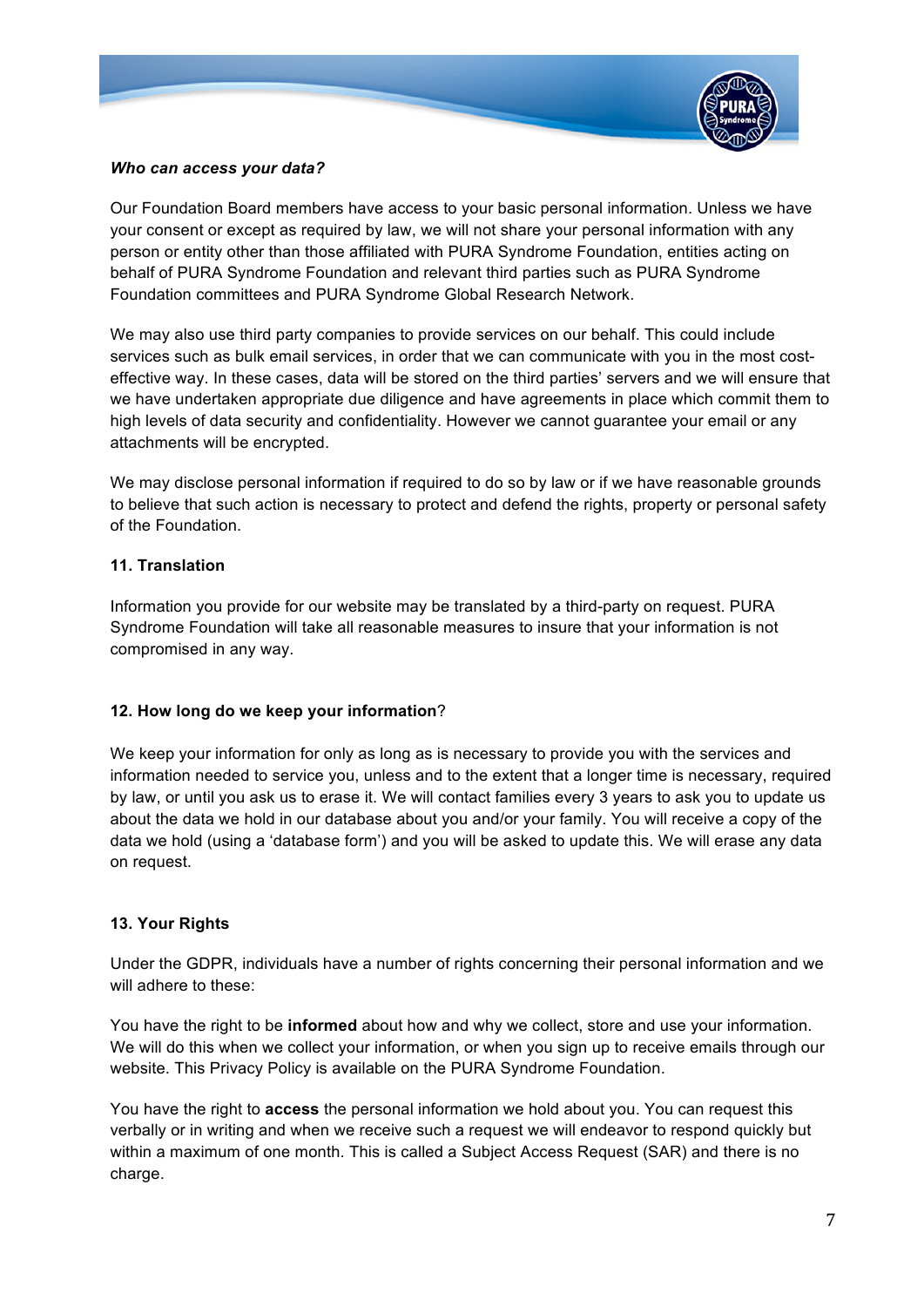***Who can access your data?***

Our Foundation Board members have access to your basic personal information. Unless we have your consent or except as required by law, we will not share your personal information with any person or entity other than those affiliated with PURA Syndrome Foundation, entities acting on behalf of PURA Syndrome Foundation and relevant third parties such as PURA Syndrome Foundation committees and PURA Syndrome Global Research Network.

We may also use third party companies to provide services on our behalf. This could include services such as bulk email services, in order that we can communicate with you in the most cost-effective way. In these cases, data will be stored on the third parties' servers and we will ensure that we have undertaken appropriate due diligence and have agreements in place which commit them to high levels of data security and confidentiality. However we cannot guarantee your email or any attachments will be encrypted.

We may disclose personal information if required to do so by law or if we have reasonable grounds to believe that such action is necessary to protect and defend the rights, property or personal safety of the Foundation.

**11. Translation**

Information you provide for our website may be translated by a third-party on request. PURA Syndrome Foundation will take all reasonable measures to insure that your information is not compromised in any way.

**12. How long do we keep your information**?

We keep your information for only as long as is necessary to provide you with the services and information needed to service you, unless and to the extent that a longer time is necessary, required by law, or until you ask us to erase it. We will contact families every 3 years to ask you to update us about the data we hold in our database about you and/or your family. You will receive a copy of the data we hold (using a 'database form') and you will be asked to update this. We will erase any data on request.

**13. Your Rights**

Under the GDPR, individuals have a number of rights concerning their personal information and we will adhere to these:

You have the right to be **informed** about how and why we collect, store and use your information. We will do this when we collect your information, or when you sign up to receive emails through our website. This Privacy Policy is available on the PURA Syndrome Foundation.

You have the right to **access** the personal information we hold about you. You can request this verbally or in writing and when we receive such a request we will endeavor to respond quickly but within a maximum of one month. This is called a Subject Access Request (SAR) and there is no charge.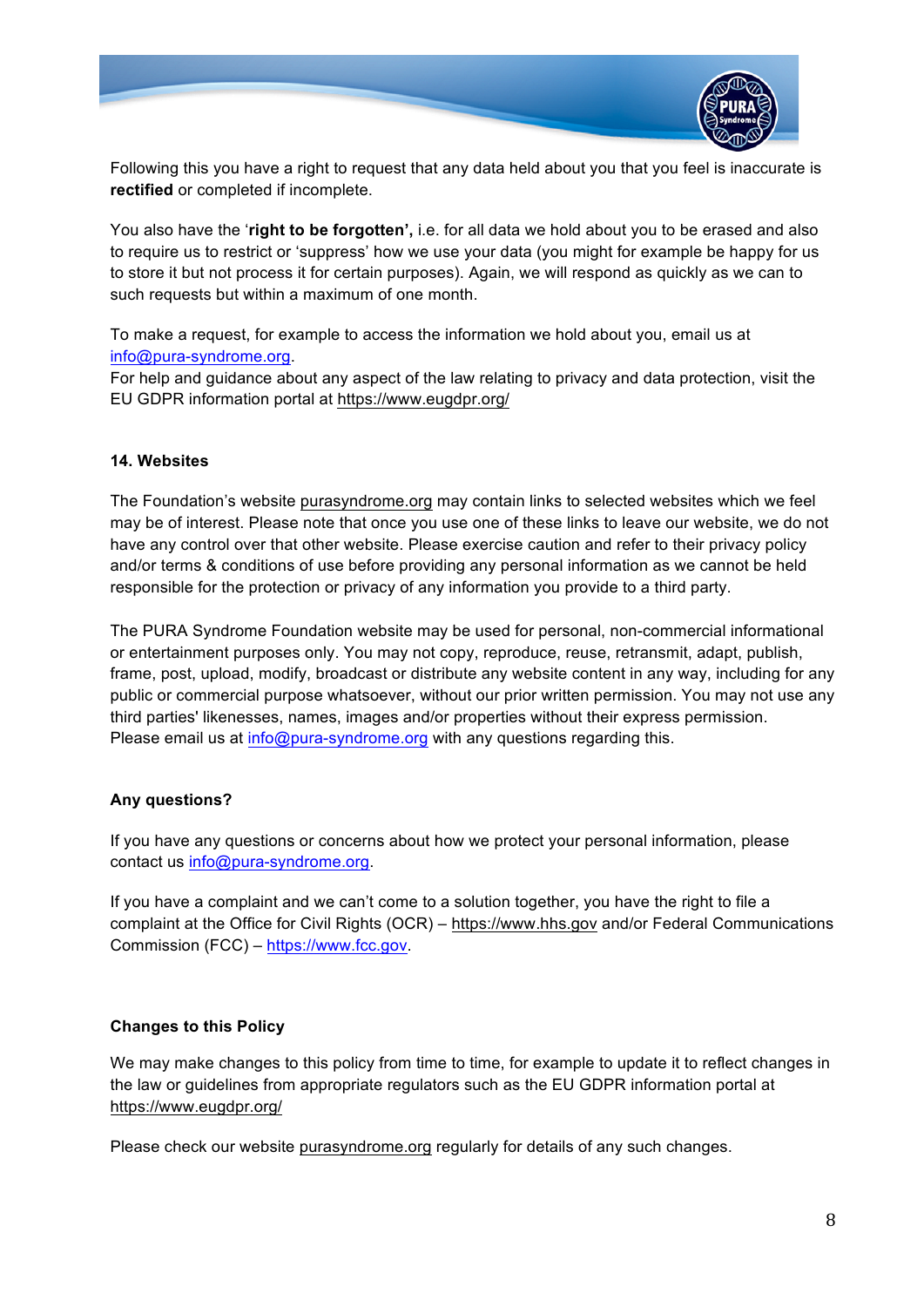Following this you have a right to request that any data held about you that you feel is inaccurate is **rectified** or completed if incomplete.

You also have the '**right to be forgotten',** i.e. for all data we hold about you to be erased and also to require us to restrict or 'suppress' how we use your data (you might for example be happy for us to store it but not process it for certain purposes). Again, we will respond as quickly as we can to such requests but within a maximum of one month.

To make a request, for example to access the information we hold about you, email us at info@pura-syndrome.org.
For help and guidance about any aspect of the law relating to privacy and data protection, visit the EU GDPR information portal at https://www.eugdpr.org/

**14. Websites**

The Foundation's website purasyndrome.org may contain links to selected websites which we feel may be of interest. Please note that once you use one of these links to leave our website, we do not have any control over that other website. Please exercise caution and refer to their privacy policy and/or terms & conditions of use before providing any personal information as we cannot be held responsible for the protection or privacy of any information you provide to a third party.

The PURA Syndrome Foundation website may be used for personal, non-commercial informational or entertainment purposes only. You may not copy, reproduce, reuse, retransmit, adapt, publish, frame, post, upload, modify, broadcast or distribute any website content in any way, including for any public or commercial purpose whatsoever, without our prior written permission. You may not use any third parties' likenesses, names, images and/or properties without their express permission.
Please email us at info@pura-syndrome.org with any questions regarding this.

**Any questions?**

If you have any questions or concerns about how we protect your personal information, please contact us info@pura-syndrome.org.

If you have a complaint and we can't come to a solution together, you have the right to file a complaint at the Office for Civil Rights (OCR) – https://www.hhs.gov and/or Federal Communications Commission (FCC) – https://www.fcc.gov.

**Changes to this Policy**

We may make changes to this policy from time to time, for example to update it to reflect changes in the law or guidelines from appropriate regulators such as the EU GDPR information portal at https://www.eugdpr.org/

Please check our website purasyndrome.org regularly for details of any such changes.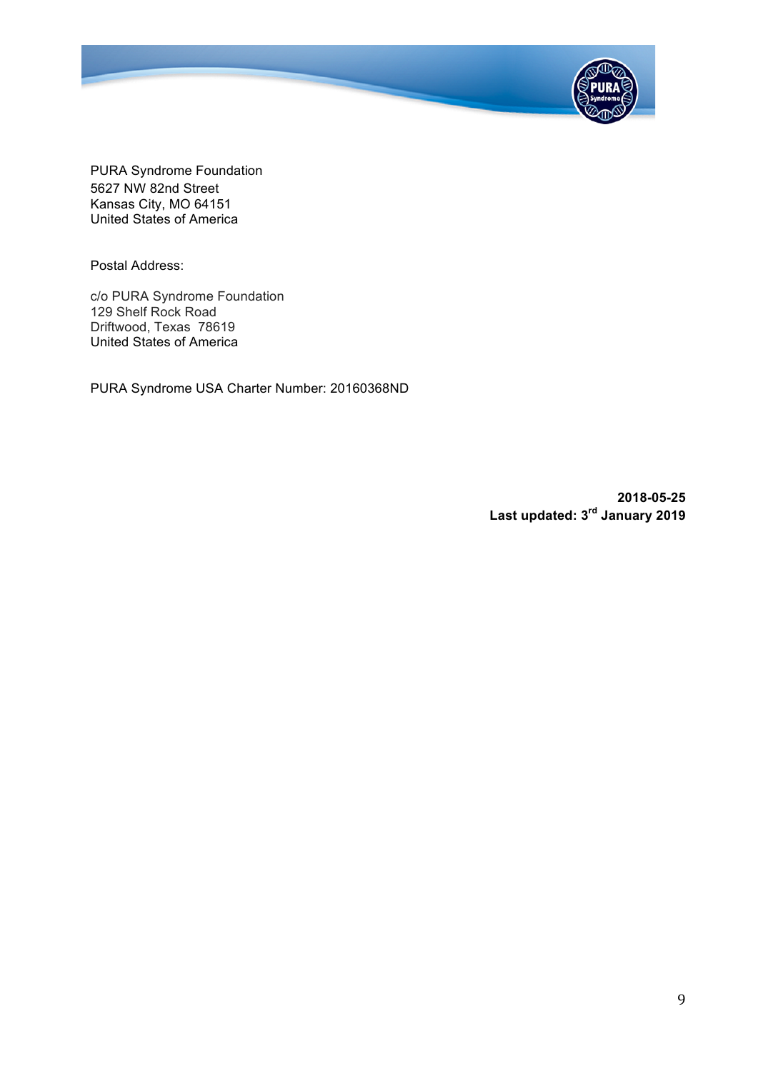PURA Syndrome Foundation
5627 NW 82nd Street
Kansas City, MO 64151
United States of America

Postal Address:

c/o PURA Syndrome Foundation
129 Shelf Rock Road
Driftwood, Texas 78619
United States of America

PURA Syndrome USA Charter Number: 20160368ND

**2018-05-25**
**Last updated: 3rd January 2019**